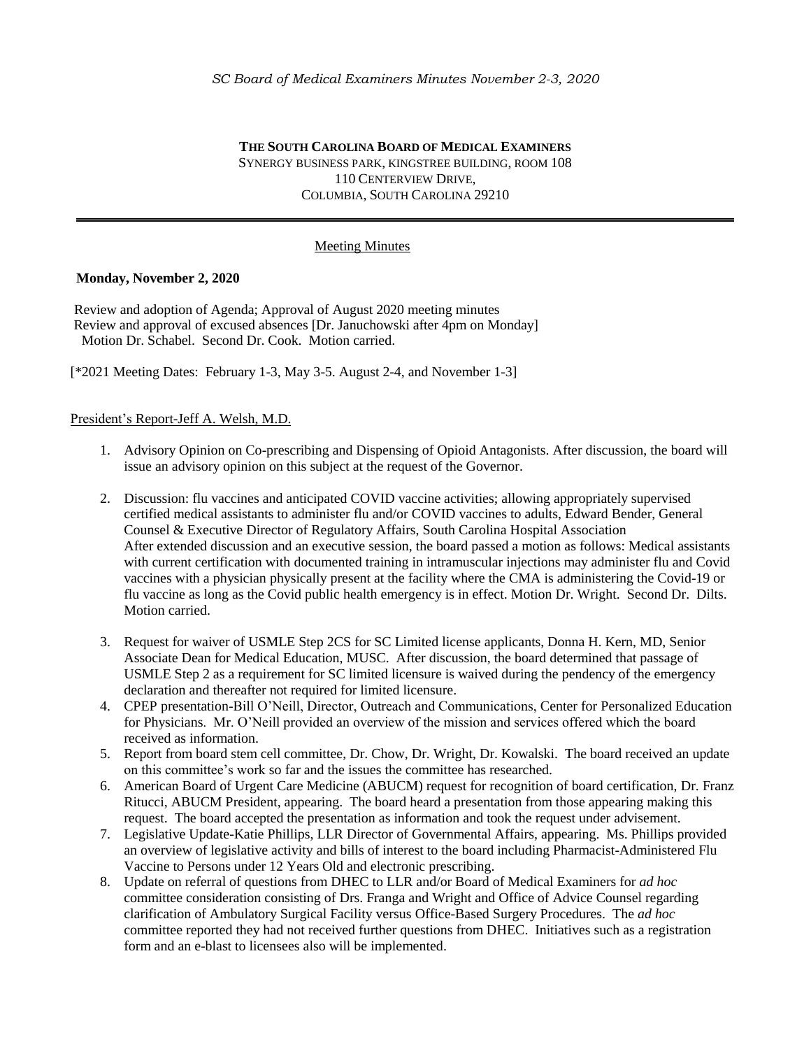**THE SOUTH CAROLINA BOARD OF MEDICAL EXAMINERS**
SYNERGY BUSINESS PARK, KINGSTREE BUILDING, ROOM 108
110 CENTERVIEW DRIVE,
COLUMBIA, SOUTH CAROLINA 29210

---

Meeting Minutes

**Monday, November 2, 2020**

Review and adoption of Agenda; Approval of August 2020 meeting minutes
Review and approval of excused absences [Dr. Januchowski after 4pm on Monday]
Motion Dr. Schabel. Second Dr. Cook. Motion carried.

[*2021 Meeting Dates: February 1-3, May 3-5. August 2-4, and November 1-3]

President's Report-Jeff A. Welsh, M.D.

1. Advisory Opinion on Co-prescribing and Dispensing of Opioid Antagonists. After discussion, the board will issue an advisory opinion on this subject at the request of the Governor.

2. Discussion: flu vaccines and anticipated COVID vaccine activities; allowing appropriately supervised certified medical assistants to administer flu and/or COVID vaccines to adults, Edward Bender, General Counsel & Executive Director of Regulatory Affairs, South Carolina Hospital Association
   After extended discussion and an executive session, the board passed a motion as follows: Medical assistants with current certification with documented training in intramuscular injections may administer flu and Covid vaccines with a physician physically present at the facility where the CMA is administering the Covid-19 or flu vaccine as long as the Covid public health emergency is in effect. Motion Dr. Wright. Second Dr. Dilts. Motion carried.

3. Request for waiver of USMLE Step 2CS for SC Limited license applicants, Donna H. Kern, MD, Senior Associate Dean for Medical Education, MUSC. After discussion, the board determined that passage of USMLE Step 2 as a requirement for SC limited licensure is waived during the pendency of the emergency declaration and thereafter not required for limited licensure.
4. CPEP presentation-Bill O'Neill, Director, Outreach and Communications, Center for Personalized Education for Physicians. Mr. O'Neill provided an overview of the mission and services offered which the board received as information.
5. Report from board stem cell committee, Dr. Chow, Dr. Wright, Dr. Kowalski. The board received an update on this committee's work so far and the issues the committee has researched.
6. American Board of Urgent Care Medicine (ABUCM) request for recognition of board certification, Dr. Franz Ritucci, ABUCM President, appearing. The board heard a presentation from those appearing making this request. The board accepted the presentation as information and took the request under advisement.
7. Legislative Update-Katie Phillips, LLR Director of Governmental Affairs, appearing. Ms. Phillips provided an overview of legislative activity and bills of interest to the board including Pharmacist-Administered Flu Vaccine to Persons under 12 Years Old and electronic prescribing.
8. Update on referral of questions from DHEC to LLR and/or Board of Medical Examiners for *ad hoc* committee consideration consisting of Drs. Franga and Wright and Office of Advice Counsel regarding clarification of Ambulatory Surgical Facility versus Office-Based Surgery Procedures. The *ad hoc* committee reported they had not received further questions from DHEC. Initiatives such as a registration form and an e-blast to licensees also will be implemented.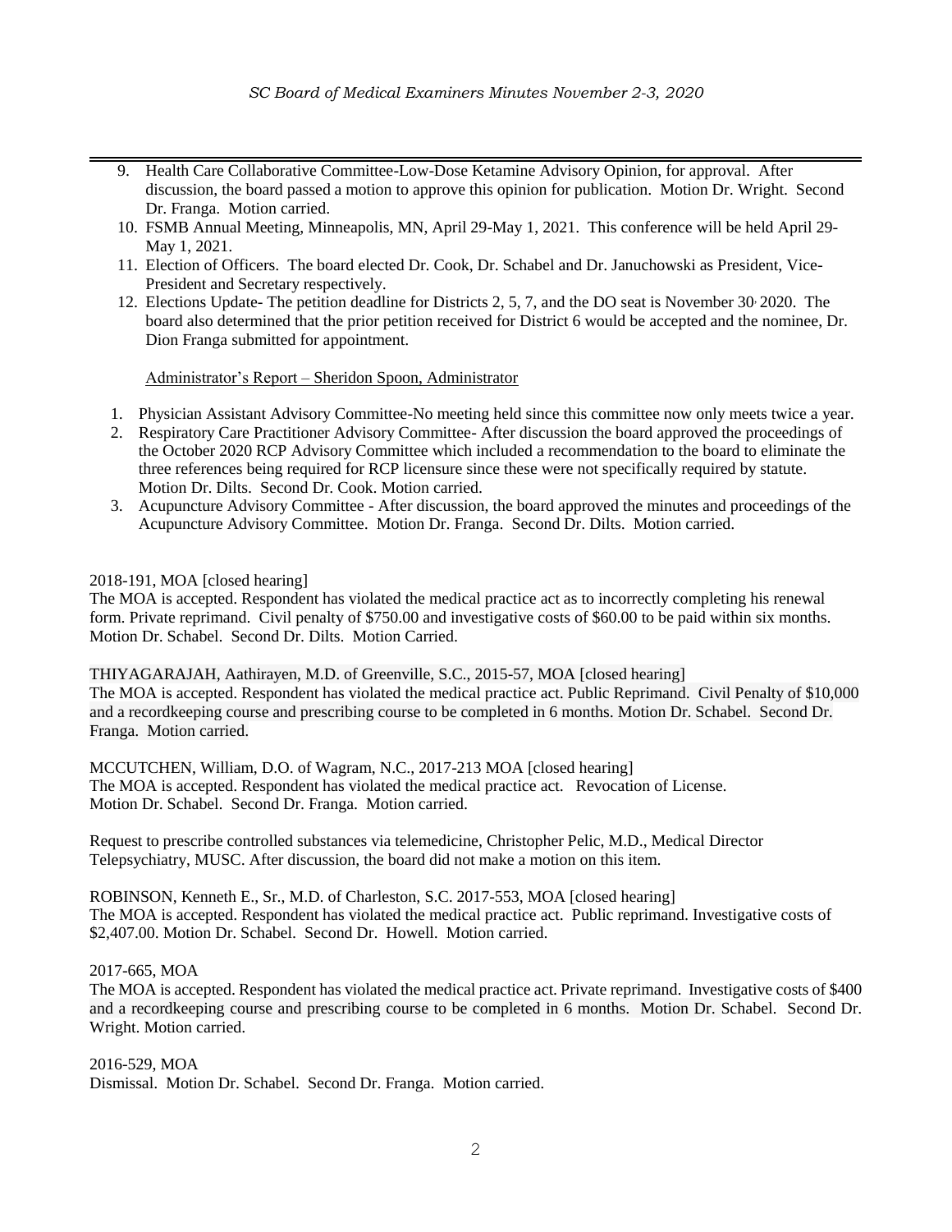9. Health Care Collaborative Committee-Low-Dose Ketamine Advisory Opinion, for approval. After discussion, the board passed a motion to approve this opinion for publication. Motion Dr. Wright. Second Dr. Franga. Motion carried.
10. FSMB Annual Meeting, Minneapolis, MN, April 29-May 1, 2021. This conference will be held April 29-May 1, 2021.
11. Election of Officers. The board elected Dr. Cook, Dr. Schabel and Dr. Januchowski as President, Vice-President and Secretary respectively.
12. Elections Update- The petition deadline for Districts 2, 5, 7, and the DO seat is November 30, 2020. The board also determined that the prior petition received for District 6 would be accepted and the nominee, Dr. Dion Franga submitted for appointment.

Administrator's Report – Sheridon Spoon, Administrator

1. Physician Assistant Advisory Committee-No meeting held since this committee now only meets twice a year.
2. Respiratory Care Practitioner Advisory Committee- After discussion the board approved the proceedings of the October 2020 RCP Advisory Committee which included a recommendation to the board to eliminate the three references being required for RCP licensure since these were not specifically required by statute. Motion Dr. Dilts. Second Dr. Cook. Motion carried.
3. Acupuncture Advisory Committee - After discussion, the board approved the minutes and proceedings of the Acupuncture Advisory Committee. Motion Dr. Franga. Second Dr. Dilts. Motion carried.

2018-191, MOA [closed hearing]
The MOA is accepted. Respondent has violated the medical practice act as to incorrectly completing his renewal form. Private reprimand. Civil penalty of $750.00 and investigative costs of $60.00 to be paid within six months. Motion Dr. Schabel. Second Dr. Dilts. Motion Carried.

THIYAGARAJAH, Aathirayen, M.D. of Greenville, S.C., 2015-57, MOA [closed hearing]
The MOA is accepted. Respondent has violated the medical practice act. Public Reprimand. Civil Penalty of $10,000 and a recordkeeping course and prescribing course to be completed in 6 months. Motion Dr. Schabel. Second Dr. Franga. Motion carried.

MCCUTCHEN, William, D.O. of Wagram, N.C., 2017-213 MOA [closed hearing]
The MOA is accepted. Respondent has violated the medical practice act. Revocation of License. Motion Dr. Schabel. Second Dr. Franga. Motion carried.

Request to prescribe controlled substances via telemedicine, Christopher Pelic, M.D., Medical Director Telepsychiatry, MUSC. After discussion, the board did not make a motion on this item.

ROBINSON, Kenneth E., Sr., M.D. of Charleston, S.C. 2017-553, MOA [closed hearing]
The MOA is accepted. Respondent has violated the medical practice act. Public reprimand. Investigative costs of $2,407.00. Motion Dr. Schabel. Second Dr. Howell. Motion carried.

2017-665, MOA
The MOA is accepted. Respondent has violated the medical practice act. Private reprimand. Investigative costs of $400 and a recordkeeping course and prescribing course to be completed in 6 months. Motion Dr. Schabel. Second Dr. Wright. Motion carried.

2016-529, MOA
Dismissal. Motion Dr. Schabel. Second Dr. Franga. Motion carried.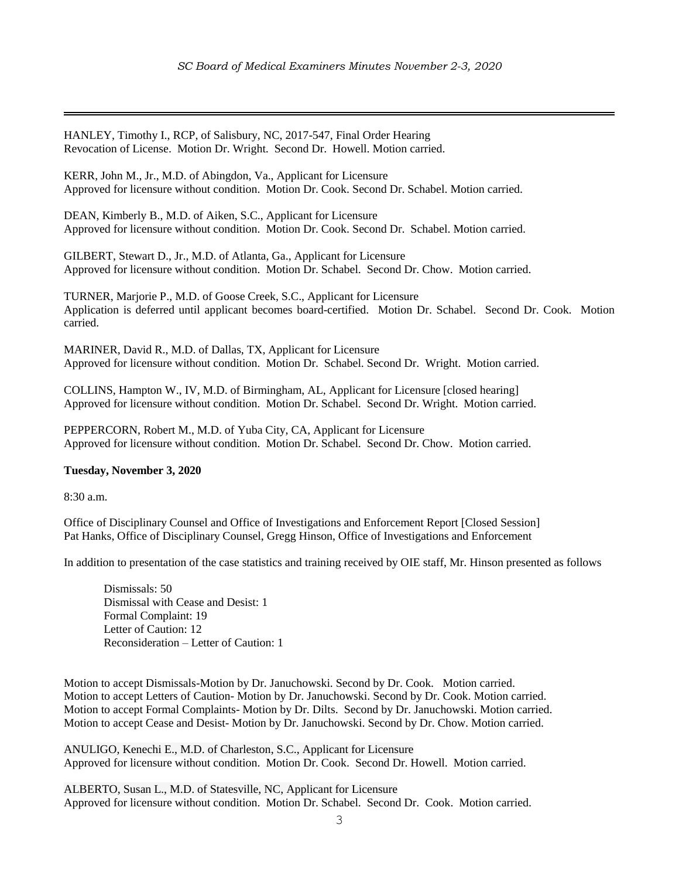HANLEY, Timothy I., RCP, of Salisbury, NC, 2017-547, Final Order Hearing
Revocation of License. Motion Dr. Wright. Second Dr. Howell. Motion carried.

KERR, John M., Jr., M.D. of Abingdon, Va., Applicant for Licensure
Approved for licensure without condition. Motion Dr. Cook. Second Dr. Schabel. Motion carried.

DEAN, Kimberly B., M.D. of Aiken, S.C., Applicant for Licensure
Approved for licensure without condition. Motion Dr. Cook. Second Dr. Schabel. Motion carried.

GILBERT, Stewart D., Jr., M.D. of Atlanta, Ga., Applicant for Licensure
Approved for licensure without condition. Motion Dr. Schabel. Second Dr. Chow. Motion carried.

TURNER, Marjorie P., M.D. of Goose Creek, S.C., Applicant for Licensure
Application is deferred until applicant becomes board-certified. Motion Dr. Schabel. Second Dr. Cook. Motion carried.

MARINER, David R., M.D. of Dallas, TX, Applicant for Licensure
Approved for licensure without condition. Motion Dr. Schabel. Second Dr. Wright. Motion carried.

COLLINS, Hampton W., IV, M.D. of Birmingham, AL, Applicant for Licensure [closed hearing]
Approved for licensure without condition. Motion Dr. Schabel. Second Dr. Wright. Motion carried.

PEPPERCORN, Robert M., M.D. of Yuba City, CA, Applicant for Licensure
Approved for licensure without condition. Motion Dr. Schabel. Second Dr. Chow. Motion carried.

**Tuesday, November 3, 2020**

8:30 a.m.

Office of Disciplinary Counsel and Office of Investigations and Enforcement Report [Closed Session]
Pat Hanks, Office of Disciplinary Counsel, Gregg Hinson, Office of Investigations and Enforcement

In addition to presentation of the case statistics and training received by OIE staff, Mr. Hinson presented as follows

Dismissals: 50
Dismissal with Cease and Desist: 1
Formal Complaint: 19
Letter of Caution: 12
Reconsideration – Letter of Caution: 1

Motion to accept Dismissals-Motion by Dr. Januchowski. Second by Dr. Cook. Motion carried.
Motion to accept Letters of Caution- Motion by Dr. Januchowski. Second by Dr. Cook. Motion carried.
Motion to accept Formal Complaints- Motion by Dr. Dilts. Second by Dr. Januchowski. Motion carried.
Motion to accept Cease and Desist- Motion by Dr. Januchowski. Second by Dr. Chow. Motion carried.

ANULIGO, Kenechi E., M.D. of Charleston, S.C., Applicant for Licensure
Approved for licensure without condition. Motion Dr. Cook. Second Dr. Howell. Motion carried.

ALBERTO, Susan L., M.D. of Statesville, NC, Applicant for Licensure
Approved for licensure without condition. Motion Dr. Schabel. Second Dr. Cook. Motion carried.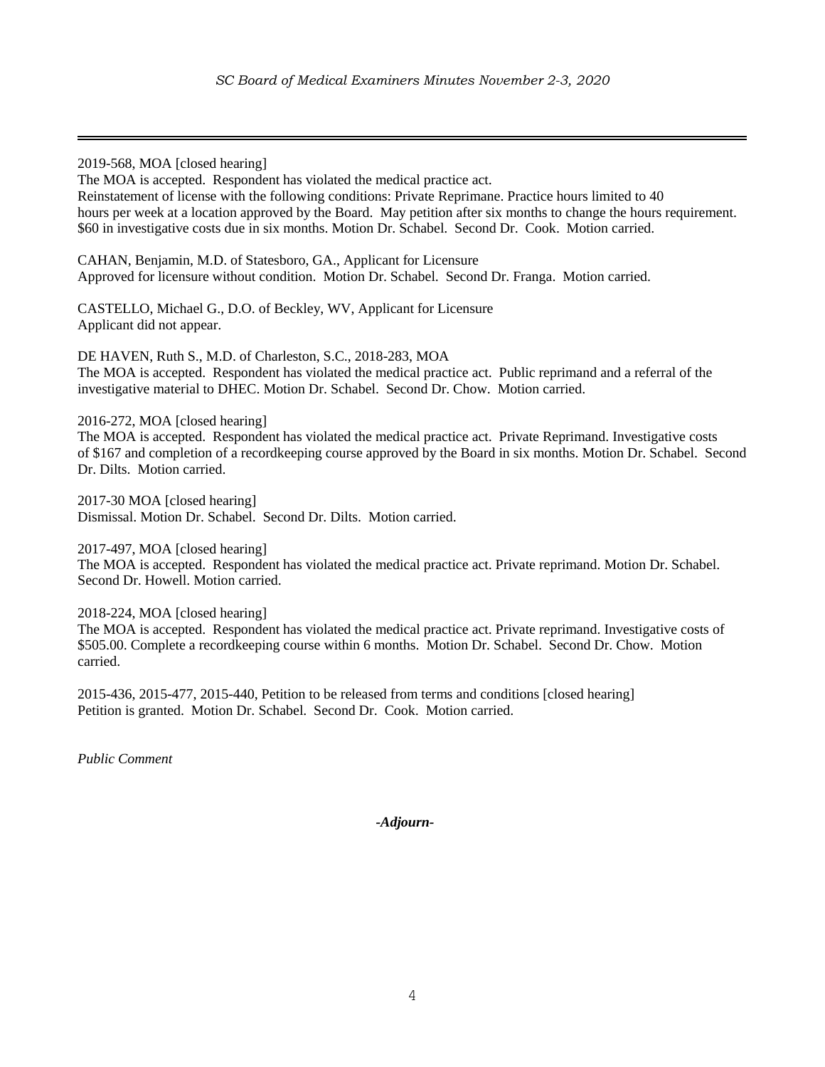2019-568, MOA [closed hearing]
The MOA is accepted. Respondent has violated the medical practice act.
Reinstatement of license with the following conditions: Private Reprimane. Practice hours limited to 40 hours per week at a location approved by the Board. May petition after six months to change the hours requirement. $60 in investigative costs due in six months. Motion Dr. Schabel. Second Dr. Cook. Motion carried.

CAHAN, Benjamin, M.D. of Statesboro, GA., Applicant for Licensure
Approved for licensure without condition. Motion Dr. Schabel. Second Dr. Franga. Motion carried.

CASTELLO, Michael G., D.O. of Beckley, WV, Applicant for Licensure
Applicant did not appear.

DE HAVEN, Ruth S., M.D. of Charleston, S.C., 2018-283, MOA
The MOA is accepted. Respondent has violated the medical practice act. Public reprimand and a referral of the investigative material to DHEC. Motion Dr. Schabel. Second Dr. Chow. Motion carried.

2016-272, MOA [closed hearing]
The MOA is accepted. Respondent has violated the medical practice act. Private Reprimand. Investigative costs of $167 and completion of a recordkeeping course approved by the Board in six months. Motion Dr. Schabel. Second Dr. Dilts. Motion carried.

2017-30 MOA [closed hearing]
Dismissal. Motion Dr. Schabel. Second Dr. Dilts. Motion carried.

2017-497, MOA [closed hearing]
The MOA is accepted. Respondent has violated the medical practice act. Private reprimand. Motion Dr. Schabel. Second Dr. Howell. Motion carried.

2018-224, MOA [closed hearing]
The MOA is accepted. Respondent has violated the medical practice act. Private reprimand. Investigative costs of $505.00. Complete a recordkeeping course within 6 months. Motion Dr. Schabel. Second Dr. Chow. Motion carried.

2015-436, 2015-477, 2015-440, Petition to be released from terms and conditions [closed hearing]
Petition is granted. Motion Dr. Schabel. Second Dr. Cook. Motion carried.

*Public Comment*

***-Adjourn-***